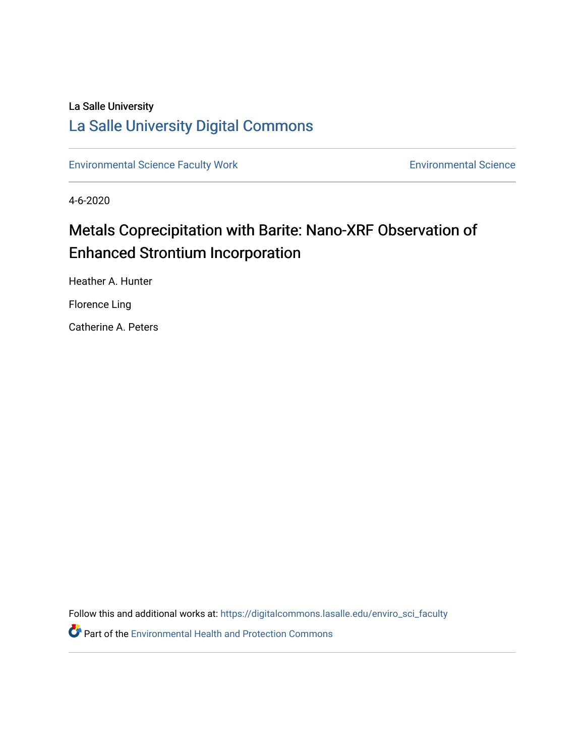La Salle University

# La Salle University Digital Commons

Environmental Science Faculty Work | Environmental Science

4-6-2020

## Metals Coprecipitation with Barite: Nano-XRF Observation of Enhanced Strontium Incorporation

Heather A. Hunter

Florence Ling

Catherine A. Peters

Follow this and additional works at: https://digitalcommons.lasalle.edu/enviro_sci_faculty

Part of the Environmental Health and Protection Commons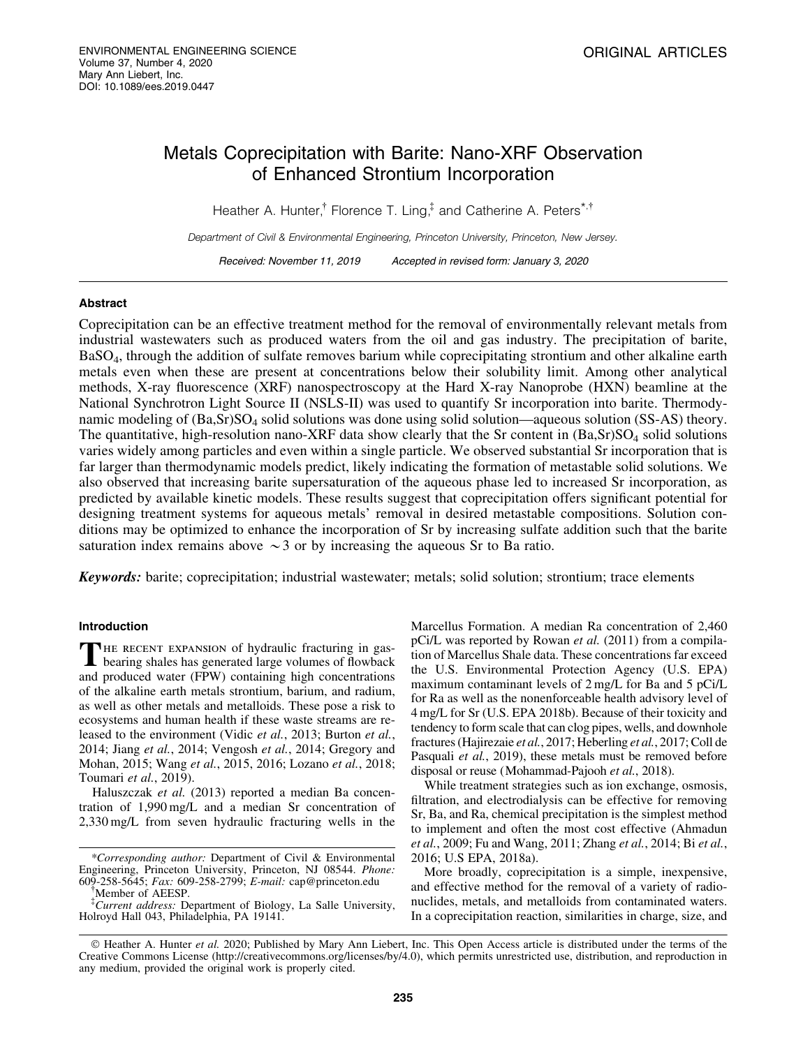# Metals Coprecipitation with Barite: Nano-XRF Observation of Enhanced Strontium Incorporation

Heather A. Hunter,[†] Florence T. Ling,[‡] and Catherine A. Peters[*,†]

*Department of Civil & Environmental Engineering, Princeton University, Princeton, New Jersey.*

*Received: November 11, 2019 Accepted in revised form: January 3, 2020*

## Abstract

Coprecipitation can be an effective treatment method for the removal of environmentally relevant metals from industrial wastewaters such as produced waters from the oil and gas industry. The precipitation of barite, $BaSO_4$, through the addition of sulfate removes barium while coprecipitating strontium and other alkaline earth metals even when these are present at concentrations below their solubility limit. Among other analytical methods, X-ray fluorescence (XRF) nanospectroscopy at the Hard X-ray Nanoprobe (HXN) beamline at the National Synchrotron Light Source II (NSLS-II) was used to quantify Sr incorporation into barite. Thermodynamic modeling of $(Ba,Sr)SO_4$ solid solutions was done using solid solution—aqueous solution (SS-AS) theory. The quantitative, high-resolution nano-XRF data show clearly that the Sr content in $(Ba,Sr)SO_4$ solid solutions varies widely among particles and even within a single particle. We observed substantial Sr incorporation that is far larger than thermodynamic models predict, likely indicating the formation of metastable solid solutions. We also observed that increasing barite supersaturation of the aqueous phase led to increased Sr incorporation, as predicted by available kinetic models. These results suggest that coprecipitation offers significant potential for designing treatment systems for aqueous metals' removal in desired metastable compositions. Solution conditions may be optimized to enhance the incorporation of Sr by increasing sulfate addition such that the barite saturation index remains above ~3 or by increasing the aqueous Sr to Ba ratio.

***Keywords:*** barite; coprecipitation; industrial wastewater; metals; solid solution; strontium; trace elements

## Introduction

The recent expansion of hydraulic fracturing in gas-bearing shales has generated large volumes of flowback and produced water (FPW) containing high concentrations of the alkaline earth metals strontium, barium, and radium, as well as other metals and metalloids. These pose a risk to ecosystems and human health if these waste streams are released to the environment (Vidic *et al.*, 2013; Burton *et al.*, 2014; Jiang *et al.*, 2014; Vengosh *et al.*, 2014; Gregory and Mohan, 2015; Wang *et al.*, 2015, 2016; Lozano *et al.*, 2018; Toumari *et al.*, 2019).

Haluszczak *et al.* (2013) reported a median Ba concentration of 1,990 mg/L and a median Sr concentration of 2,330 mg/L from seven hydraulic fracturing wells in the Marcellus Formation. A median Ra concentration of 2,460 pCi/L was reported by Rowan *et al.* (2011) from a compilation of Marcellus Shale data. These concentrations far exceed the U.S. Environmental Protection Agency (U.S. EPA) maximum contaminant levels of 2 mg/L for Ba and 5 pCi/L for Ra as well as the nonenforceable health advisory level of 4 mg/L for Sr (U.S. EPA 2018b). Because of their toxicity and tendency to form scale that can clog pipes, wells, and downhole fractures (Hajirezaie *et al.*, 2017; Heberling *et al.*, 2017; Coll de Pasquali *et al.*, 2019), these metals must be removed before disposal or reuse (Mohammad-Pajooh *et al.*, 2018).

While treatment strategies such as ion exchange, osmosis, filtration, and electrodialysis can be effective for removing Sr, Ba, and Ra, chemical precipitation is the simplest method to implement and often the most cost effective (Ahmadun *et al.*, 2009; Fu and Wang, 2011; Zhang *et al.*, 2014; Bi *et al.*, 2016; U.S EPA, 2018a).

More broadly, coprecipitation is a simple, inexpensive, and effective method for the removal of a variety of radionuclides, metals, and metalloids from contaminated waters. In a coprecipitation reaction, similarities in charge, size, and

---

*Corresponding author: Department of Civil & Environmental Engineering, Princeton University, Princeton, NJ 08544. *Phone:* 609-258-5645; *Fax:* 609-258-2799; *E-mail:* cap@princeton.edu

[†]Member of AEESP.

[‡]*Current address:* Department of Biology, La Salle University, Holroyd Hall 043, Philadelphia, PA 19141.

© Heather A. Hunter *et al.* 2020; Published by Mary Ann Liebert, Inc. This Open Access article is distributed under the terms of the Creative Commons License (http://creativecommons.org/licenses/by/4.0), which permits unrestricted use, distribution, and reproduction in any medium, provided the original work is properly cited.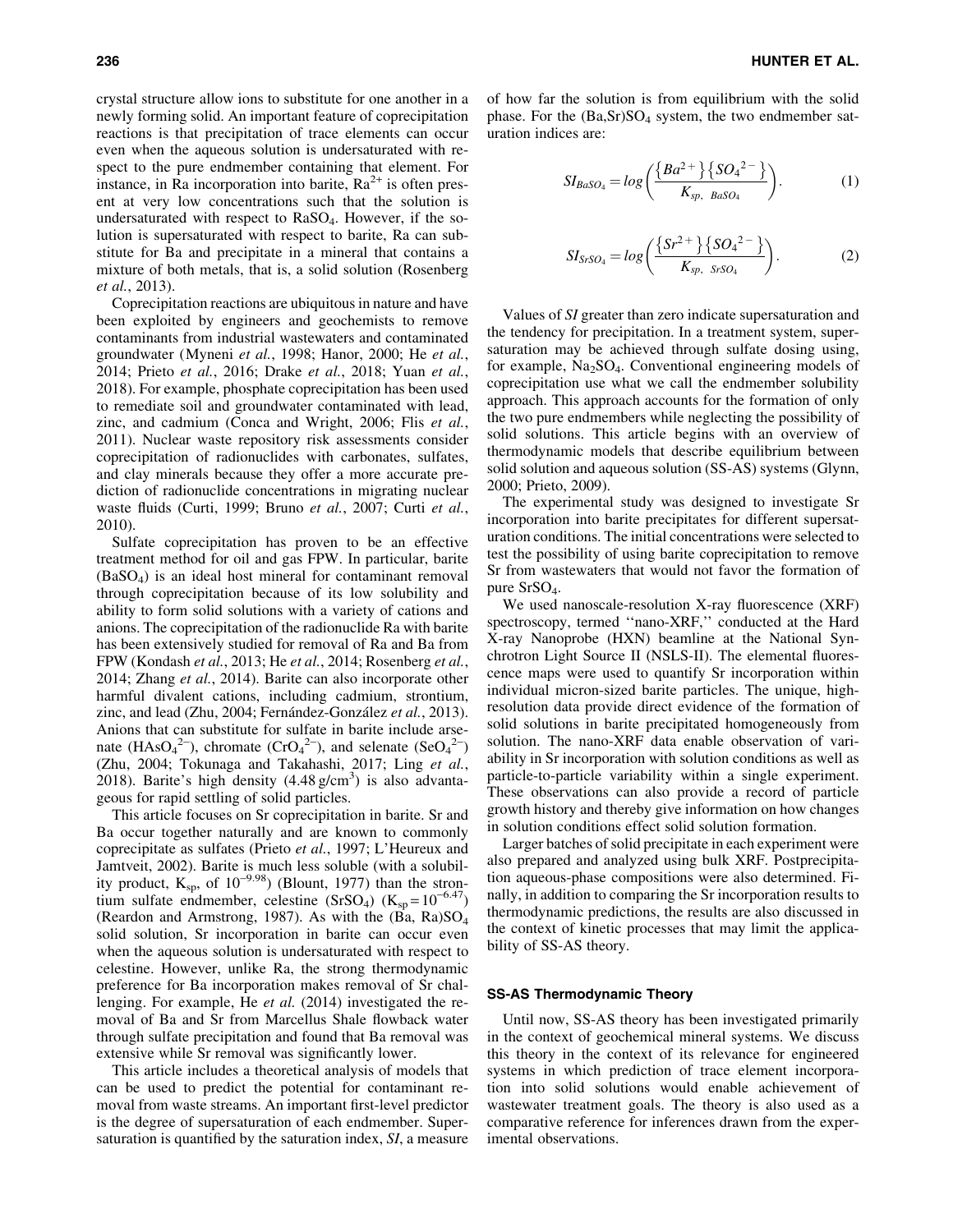crystal structure allow ions to substitute for one another in a newly forming solid. An important feature of coprecipitation reactions is that precipitation of trace elements can occur even when the aqueous solution is undersaturated with respect to the pure endmember containing that element. For instance, in Ra incorporation into barite, $Ra^{2+}$ is often present at very low concentrations such that the solution is undersaturated with respect to $RaSO_4$. However, if the solution is supersaturated with respect to barite, Ra can substitute for Ba and precipitate in a mineral that contains a mixture of both metals, that is, a solid solution (Rosenberg *et al.*, 2013).

Coprecipitation reactions are ubiquitous in nature and have been exploited by engineers and geochemists to remove contaminants from industrial wastewaters and contaminated groundwater (Myneni *et al.*, 1998; Hanor, 2000; He *et al.*, 2014; Prieto *et al.*, 2016; Drake *et al.*, 2018; Yuan *et al.*, 2018). For example, phosphate coprecipitation has been used to remediate soil and groundwater contaminated with lead, zinc, and cadmium (Conca and Wright, 2006; Flis *et al.*, 2011). Nuclear waste repository risk assessments consider coprecipitation of radionuclides with carbonates, sulfates, and clay minerals because they offer a more accurate prediction of radionuclide concentrations in migrating nuclear waste fluids (Curti, 1999; Bruno *et al.*, 2007; Curti *et al.*, 2010).

Sulfate coprecipitation has proven to be an effective treatment method for oil and gas FPW. In particular, barite ($BaSO_4$) is an ideal host mineral for contaminant removal through coprecipitation because of its low solubility and ability to form solid solutions with a variety of cations and anions. The coprecipitation of the radionuclide Ra with barite has been extensively studied for removal of Ra and Ba from FPW (Kondash *et al.*, 2013; He *et al.*, 2014; Rosenberg *et al.*, 2014; Zhang *et al.*, 2014). Barite can also incorporate other harmful divalent cations, including cadmium, strontium, zinc, and lead (Zhu, 2004; Fernández-González *et al.*, 2013). Anions that can substitute for sulfate in barite include arsenate ($HAsO_4^{2-}$), chromate ($CrO_4^{2-}$), and selenate ($SeO_4^{2-}$) (Zhu, 2004; Tokunaga and Takahashi, 2017; Ling *et al.*, 2018). Barite's high density (4.48 g/cm$^3$) is also advantageous for rapid settling of solid particles.

This article focuses on Sr coprecipitation in barite. Sr and Ba occur together naturally and are known to commonly coprecipitate as sulfates (Prieto *et al.*, 1997; L'Heureux and Jamtveit, 2002). Barite is much less soluble (with a solubility product, $K_{sp}$, of $10^{-9.98}$) (Blount, 1977) than the strontium sulfate endmember, celestine ($SrSO_4$) ($K_{sp}=10^{-6.47}$) (Reardon and Armstrong, 1987). As with the $(Ba, Ra)SO_4$ solid solution, Sr incorporation in barite can occur even when the aqueous solution is undersaturated with respect to celestine. However, unlike Ra, the strong thermodynamic preference for Ba incorporation makes removal of Sr challenging. For example, He *et al.* (2014) investigated the removal of Ba and Sr from Marcellus Shale flowback water through sulfate precipitation and found that Ba removal was extensive while Sr removal was significantly lower.

This article includes a theoretical analysis of models that can be used to predict the potential for contaminant removal from waste streams. An important first-level predictor is the degree of supersaturation of each endmember. Supersaturation is quantified by the saturation index, *SI*, a measure of how far the solution is from equilibrium with the solid phase. For the $(Ba,Sr)SO_4$ system, the two endmember saturation indices are:

$$SI_{BaSO_4} = log\left(\frac{\{Ba^{2+}\}\{SO_4{}^{2-}\}}{K_{sp,\ BaSO_4}}\right). \tag{1}$$

$$SI_{SrSO_4} = log\left(\frac{\{Sr^{2+}\}\{SO_4{}^{2-}\}}{K_{sp,\ SrSO_4}}\right). \tag{2}$$

Values of *SI* greater than zero indicate supersaturation and the tendency for precipitation. In a treatment system, supersaturation may be achieved through sulfate dosing using, for example, $Na_2SO_4$. Conventional engineering models of coprecipitation use what we call the endmember solubility approach. This approach accounts for the formation of only the two pure endmembers while neglecting the possibility of solid solutions. This article begins with an overview of thermodynamic models that describe equilibrium between solid solution and aqueous solution (SS-AS) systems (Glynn, 2000; Prieto, 2009).

The experimental study was designed to investigate Sr incorporation into barite precipitates for different supersaturation conditions. The initial concentrations were selected to test the possibility of using barite coprecipitation to remove Sr from wastewaters that would not favor the formation of pure $SrSO_4$.

We used nanoscale-resolution X-ray fluorescence (XRF) spectroscopy, termed ''nano-XRF,'' conducted at the Hard X-ray Nanoprobe (HXN) beamline at the National Synchrotron Light Source II (NSLS-II). The elemental fluorescence maps were used to quantify Sr incorporation within individual micron-sized barite particles. The unique, high-resolution data provide direct evidence of the formation of solid solutions in barite precipitated homogeneously from solution. The nano-XRF data enable observation of variability in Sr incorporation with solution conditions as well as particle-to-particle variability within a single experiment. These observations can also provide a record of particle growth history and thereby give information on how changes in solution conditions effect solid solution formation.

Larger batches of solid precipitate in each experiment were also prepared and analyzed using bulk XRF. Postprecipitation aqueous-phase compositions were also determined. Finally, in addition to comparing the Sr incorporation results to thermodynamic predictions, the results are also discussed in the context of kinetic processes that may limit the applicability of SS-AS theory.

## SS-AS Thermodynamic Theory

Until now, SS-AS theory has been investigated primarily in the context of geochemical mineral systems. We discuss this theory in the context of its relevance for engineered systems in which prediction of trace element incorporation into solid solutions would enable achievement of wastewater treatment goals. The theory is also used as a comparative reference for inferences drawn from the experimental observations.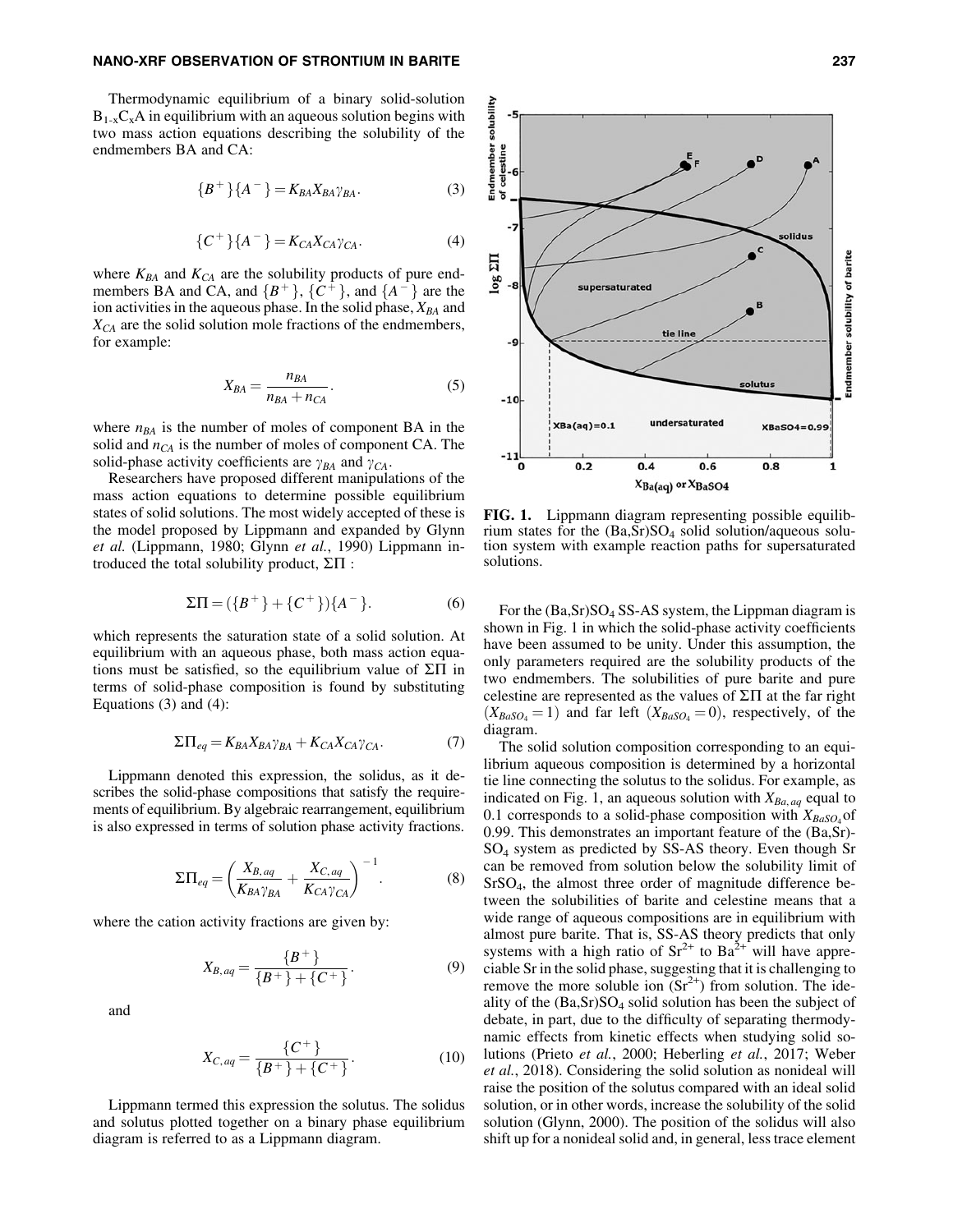Thermodynamic equilibrium of a binary solid-solution $B_{1-x}C_xA$ in equilibrium with an aqueous solution begins with two mass action equations describing the solubility of the endmembers BA and CA:

$$\{B^+\}\{A^-\} = K_{BA}X_{BA}\gamma_{BA}. \tag{3}$$

$$\{C^+\}\{A^-\} = K_{CA}X_{CA}\gamma_{CA}. \tag{4}$$

where $K_{BA}$ and $K_{CA}$ are the solubility products of pure endmembers BA and CA, and $\{B^+\}$, $\{C^+\}$, and $\{A^-\}$ are the ion activities in the aqueous phase. In the solid phase, $X_{BA}$ and $X_{CA}$ are the solid solution mole fractions of the endmembers, for example:

$$X_{BA} = \frac{n_{BA}}{n_{BA} + n_{CA}}. \tag{5}$$

where $n_{BA}$ is the number of moles of component BA in the solid and $n_{CA}$ is the number of moles of component CA. The solid-phase activity coefficients are $\gamma_{BA}$ and $\gamma_{CA}$.

Researchers have proposed different manipulations of the mass action equations to determine possible equilibrium states of solid solutions. The most widely accepted of these is the model proposed by Lippmann and expanded by Glynn *et al.* (Lippmann, 1980; Glynn *et al.*, 1990) Lippmann introduced the total solubility product, $\Sigma\Pi$ :

$$\Sigma\Pi = (\{B^+\} + \{C^+\})\{A^-\}. \tag{6}$$

which represents the saturation state of a solid solution. At equilibrium with an aqueous phase, both mass action equations must be satisfied, so the equilibrium value of $\Sigma\Pi$ in terms of solid-phase composition is found by substituting Equations (3) and (4):

$$\Sigma\Pi_{eq} = K_{BA}X_{BA}\gamma_{BA} + K_{CA}X_{CA}\gamma_{CA}. \tag{7}$$

Lippmann denoted this expression, the solidus, as it describes the solid-phase compositions that satisfy the requirements of equilibrium. By algebraic rearrangement, equilibrium is also expressed in terms of solution phase activity fractions.

$$\Sigma\Pi_{eq} = \left(\frac{X_{B,aq}}{K_{BA}\gamma_{BA}} + \frac{X_{C,aq}}{K_{CA}\gamma_{CA}}\right)^{-1}. \tag{8}$$

where the cation activity fractions are given by:

$$X_{B,aq} = \frac{\{B^+\}}{\{B^+\} + \{C^+\}}. \tag{9}$$

and

$$X_{C,aq} = \frac{\{C^+\}}{\{B^+\} + \{C^+\}}. \tag{10}$$

Lippmann termed this expression the solutus. The solidus and solutus plotted together on a binary phase equilibrium diagram is referred to as a Lippmann diagram.

**FIG. 1.** Lippmann diagram representing possible equilibrium states for the $(Ba,Sr)SO_4$ solid solution/aqueous solution system with example reaction paths for supersaturated solutions.

For the $(Ba,Sr)SO_4$ SS-AS system, the Lippman diagram is shown in Fig. 1 in which the solid-phase activity coefficients have been assumed to be unity. Under this assumption, the only parameters required are the solubility products of the two endmembers. The solubilities of pure barite and pure celestine are represented as the values of $\Sigma\Pi$ at the far right ($X_{BaSO_4} = 1$) and far left ($X_{BaSO_4} = 0$), respectively, of the diagram.

The solid solution composition corresponding to an equilibrium aqueous composition is determined by a horizontal tie line connecting the solutus to the solidus. For example, as indicated on Fig. 1, an aqueous solution with $X_{Ba,aq}$ equal to 0.1 corresponds to a solid-phase composition with $X_{BaSO_4}$ of 0.99. This demonstrates an important feature of the $(Ba,Sr)SO_4$ system as predicted by SS-AS theory. Even though Sr can be removed from solution below the solubility limit of $SrSO_4$, the almost three order of magnitude difference between the solubilities of barite and celestine means that a wide range of aqueous compositions are in equilibrium with almost pure barite. That is, SS-AS theory predicts that only systems with a high ratio of $Sr^{2+}$ to $Ba^{2+}$ will have appreciable Sr in the solid phase, suggesting that it is challenging to remove the more soluble ion ($Sr^{2+}$) from solution. The ideality of the $(Ba,Sr)SO_4$ solid solution has been the subject of debate, in part, due to the difficulty of separating thermodynamic effects from kinetic effects when studying solid solutions (Prieto *et al.*, 2000; Heberling *et al.*, 2017; Weber *et al.*, 2018). Considering the solid solution as nonideal will raise the position of the solutus compared with an ideal solid solution, or in other words, increase the solubility of the solid solution (Glynn, 2000). The position of the solidus will also shift up for a nonideal solid and, in general, less trace element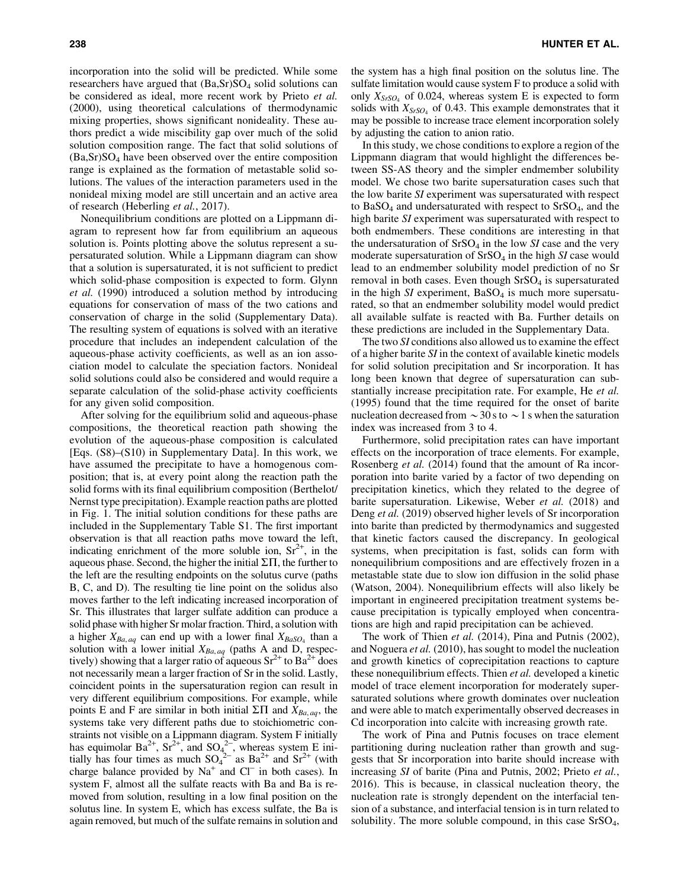incorporation into the solid will be predicted. While some researchers have argued that $(Ba,Sr)SO_4$ solid solutions can be considered as ideal, more recent work by Prieto *et al.* (2000), using theoretical calculations of thermodynamic mixing properties, shows significant nonideality. These authors predict a wide miscibility gap over much of the solid solution composition range. The fact that solid solutions of $(Ba,Sr)SO_4$ have been observed over the entire composition range is explained as the formation of metastable solid solutions. The values of the interaction parameters used in the nonideal mixing model are still uncertain and an active area of research (Heberling *et al.*, 2017).

Nonequilibrium conditions are plotted on a Lippmann diagram to represent how far from equilibrium an aqueous solution is. Points plotting above the solutus represent a supersaturated solution. While a Lippmann diagram can show that a solution is supersaturated, it is not sufficient to predict which solid-phase composition is expected to form. Glynn *et al.* (1990) introduced a solution method by introducing equations for conservation of mass of the two cations and conservation of charge in the solid (Supplementary Data). The resulting system of equations is solved with an iterative procedure that includes an independent calculation of the aqueous-phase activity coefficients, as well as an ion association model to calculate the speciation factors. Nonideal solid solutions could also be considered and would require a separate calculation of the solid-phase activity coefficients for any given solid composition.

After solving for the equilibrium solid and aqueous-phase compositions, the theoretical reaction path showing the evolution of the aqueous-phase composition is calculated [Eqs. (S8)–(S10) in Supplementary Data]. In this work, we have assumed the precipitate to have a homogenous composition; that is, at every point along the reaction path the solid forms with its final equilibrium composition (Berthelot/Nernst type precipitation). Example reaction paths are plotted in Fig. 1. The initial solution conditions for these paths are included in the Supplementary Table S1. The first important observation is that all reaction paths move toward the left, indicating enrichment of the more soluble ion, $Sr^{2+}$, in the aqueous phase. Second, the higher the initial $\Sigma\Pi$, the further to the left are the resulting endpoints on the solutus curve (paths B, C, and D). The resulting tie line point on the solidus also moves farther to the left indicating increased incorporation of Sr. This illustrates that larger sulfate addition can produce a solid phase with higher Sr molar fraction. Third, a solution with a higher $X_{Ba,aq}$ can end up with a lower final $X_{BaSO_4}$ than a solution with a lower initial $X_{Ba,aq}$ (paths A and D, respectively) showing that a larger ratio of aqueous $Sr^{2+}$ to $Ba^{2+}$ does not necessarily mean a larger fraction of Sr in the solid. Lastly, coincident points in the supersaturation region can result in very different equilibrium compositions. For example, while points E and F are similar in both initial $\Sigma\Pi$ and $X_{Ba,aq}$, the systems take very different paths due to stoichiometric constraints not visible on a Lippmann diagram. System F initially has equimolar $Ba^{2+}$, $Sr^{2+}$, and $SO_4^{2-}$, whereas system E initially has four times as much $SO_4^{2-}$ as $Ba^{2+}$ and $Sr^{2+}$ (with charge balance provided by $Na^+$ and $Cl^-$ in both cases). In system F, almost all the sulfate reacts with Ba and Ba is removed from solution, resulting in a low final position on the solutus line. In system E, which has excess sulfate, the Ba is again removed, but much of the sulfate remains in solution and the system has a high final position on the solutus line. The sulfate limitation would cause system F to produce a solid with only $X_{SrSO_4}$ of 0.024, whereas system E is expected to form solids with $X_{SrSO_4}$ of 0.43. This example demonstrates that it may be possible to increase trace element incorporation solely by adjusting the cation to anion ratio.

In this study, we chose conditions to explore a region of the Lippmann diagram that would highlight the differences between SS-AS theory and the simpler endmember solubility model. We chose two barite supersaturation cases such that the low barite *SI* experiment was supersaturated with respect to $BaSO_4$ and undersaturated with respect to $SrSO_4$, and the high barite *SI* experiment was supersaturated with respect to both endmembers. These conditions are interesting in that the undersaturation of $SrSO_4$ in the low *SI* case and the very moderate supersaturation of $SrSO_4$ in the high *SI* case would lead to an endmember solubility model prediction of no Sr removal in both cases. Even though $SrSO_4$ is supersaturated in the high *SI* experiment, $BaSO_4$ is much more supersaturated, so that an endmember solubility model would predict all available sulfate is reacted with Ba. Further details on these predictions are included in the Supplementary Data.

The two *SI* conditions also allowed us to examine the effect of a higher barite *SI* in the context of available kinetic models for solid solution precipitation and Sr incorporation. It has long been known that degree of supersaturation can substantially increase precipitation rate. For example, He *et al.* (1995) found that the time required for the onset of barite nucleation decreased from $\sim 30$ s to $\sim 1$ s when the saturation index was increased from 3 to 4.

Furthermore, solid precipitation rates can have important effects on the incorporation of trace elements. For example, Rosenberg *et al.* (2014) found that the amount of Ra incorporation into barite varied by a factor of two depending on precipitation kinetics, which they related to the degree of barite supersaturation. Likewise, Weber *et al.* (2018) and Deng *et al.* (2019) observed higher levels of Sr incorporation into barite than predicted by thermodynamics and suggested that kinetic factors caused the discrepancy. In geological systems, when precipitation is fast, solids can form with nonequilibrium compositions and are effectively frozen in a metastable state due to slow ion diffusion in the solid phase (Watson, 2004). Nonequilibrium effects will also likely be important in engineered precipitation treatment systems because precipitation is typically employed when concentrations are high and rapid precipitation can be achieved.

The work of Thien *et al.* (2014), Pina and Putnis (2002), and Noguera *et al.* (2010), has sought to model the nucleation and growth kinetics of coprecipitation reactions to capture these nonequilibrium effects. Thien *et al.* developed a kinetic model of trace element incorporation for moderately supersaturated solutions where growth dominates over nucleation and were able to match experimentally observed decreases in Cd incorporation into calcite with increasing growth rate.

The work of Pina and Putnis focuses on trace element partitioning during nucleation rather than growth and suggests that Sr incorporation into barite should increase with increasing *SI* of barite (Pina and Putnis, 2002; Prieto *et al.*, 2016). This is because, in classical nucleation theory, the nucleation rate is strongly dependent on the interfacial tension of a substance, and interfacial tension is in turn related to solubility. The more soluble compound, in this case $SrSO_4$,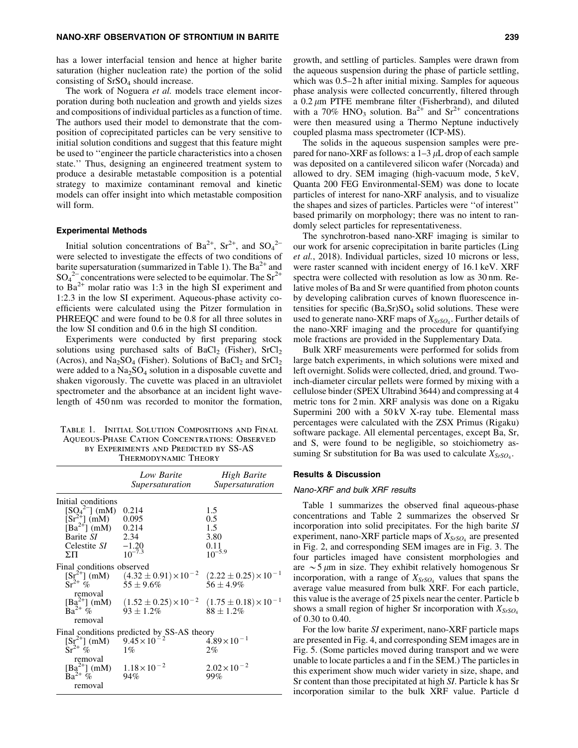has a lower interfacial tension and hence at higher barite saturation (higher nucleation rate) the portion of the solid consisting of $SrSO_4$ should increase.

The work of Noguera *et al.* models trace element incorporation during both nucleation and growth and yields sizes and compositions of individual particles as a function of time. The authors used their model to demonstrate that the composition of coprecipitated particles can be very sensitive to initial solution conditions and suggest that this feature might be used to ''engineer the particle characteristics into a chosen state.'' Thus, designing an engineered treatment system to produce a desirable metastable composition is a potential strategy to maximize contaminant removal and kinetic models can offer insight into which metastable composition will form.

### Experimental Methods

Initial solution concentrations of $Ba^{2+}$, $Sr^{2+}$, and $SO_4^{2-}$ were selected to investigate the effects of two conditions of barite supersaturation (summarized in Table 1). The $Ba^{2+}$ and $SO_4^{2-}$ concentrations were selected to be equimolar. The $Sr^{2+}$ to $Ba^{2+}$ molar ratio was 1:3 in the high *SI* experiment and 1:2.3 in the low *SI* experiment. Aqueous-phase activity coefficients were calculated using the Pitzer formulation in PHREEQC and were found to be 0.8 for all three solutes in the low SI condition and 0.6 in the high SI condition.

Experiments were conducted by first preparing stock solutions using purchased salts of $BaCl_2$ (Fisher), $SrCl_2$ (Acros), and $Na_2SO_4$ (Fisher). Solutions of $BaCl_2$ and $SrCl_2$ were added to a $Na_2SO_4$ solution in a disposable cuvette and shaken vigorously. The cuvette was placed in an ultraviolet spectrometer and the absorbance at an incident light wavelength of 450 nm was recorded to monitor the formation, growth, and settling of particles. Samples were drawn from the aqueous suspension during the phase of particle settling, which was 0.5–2 h after initial mixing. Samples for aqueous phase analysis were collected concurrently, filtered through a 0.2 $\mu$m PTFE membrane filter (Fisherbrand), and diluted with a 70% $HNO_3$ solution. $Ba^{2+}$ and $Sr^{2+}$ concentrations were then measured using a Thermo Neptune inductively coupled plasma mass spectrometer (ICP-MS).

Table 1. Initial Solution Compositions and Final Aqueous-Phase Cation Concentrations: Observed by Experiments and Predicted by SS-AS Thermodynamic Theory

| | *Low Barite Supersaturation* | *High Barite Supersaturation* |
|---|---|---|
| Initial conditions | | |
| $[SO_4^{2-}]$ (mM) | 0.214 | 1.5 |
| $[Sr^{2+}]$ (mM) | 0.095 | 0.5 |
| $[Ba^{2+}]$ (mM) | 0.214 | 1.5 |
| Barite *SI* | 2.34 | 3.80 |
| Celestite *SI* | −1.20 | 0.11 |
| $\Sigma\Pi$ | $10^{-7.3}$ | $10^{-5.9}$ |
| Final conditions observed | | |
| $[Sr^{2+}]$ (mM) | $(4.32 \pm 0.91)\times10^{-2}$ | $(2.22 \pm 0.25)\times10^{-1}$ |
| $Sr^{2+}$ % removal | $55 \pm 9.6\%$ | $56 \pm 4.9\%$ |
| $[Ba^{2+}]$ (mM) | $(1.52 \pm 0.25)\times10^{-2}$ | $(1.75 \pm 0.18)\times10^{-1}$ |
| $Ba^{2+}$ % removal | $93 \pm 1.2\%$ | $88 \pm 1.2\%$ |
| Final conditions predicted by SS-AS theory | | |
| $[Sr^{2+}]$ (mM) | $9.45\times10^{-2}$ | $4.89\times10^{-1}$ |
| $Sr^{2+}$ % removal | 1% | 2% |
| $[Ba^{2+}]$ (mM) | $1.18\times10^{-2}$ | $2.02\times10^{-2}$ |
| $Ba^{2+}$ % removal | 94% | 99% |

The solids in the aqueous suspension samples were prepared for nano-XRF as follows: a 1–3 $\mu$L drop of each sample was deposited on a cantilevered silicon wafer (Norcada) and allowed to dry. SEM imaging (high-vacuum mode, 5 keV, Quanta 200 FEG Environmental-SEM) was done to locate particles of interest for nano-XRF analysis, and to visualize the shapes and sizes of particles. Particles were ''of interest'' based primarily on morphology; there was no intent to randomly select particles for representativeness.

The synchrotron-based nano-XRF imaging is similar to our work for arsenic coprecipitation in barite particles (Ling *et al.*, 2018). Individual particles, sized 10 microns or less, were raster scanned with incident energy of 16.1 keV. XRF spectra were collected with resolution as low as 30 nm. Relative moles of Ba and Sr were quantified from photon counts by developing calibration curves of known fluorescence intensities for specific $(Ba,Sr)SO_4$ solid solutions. These were used to generate nano-XRF maps of $X_{SrSO_4}$. Further details of the nano-XRF imaging and the procedure for quantifying mole fractions are provided in the Supplementary Data.

Bulk XRF measurements were performed for solids from large batch experiments, in which solutions were mixed and left overnight. Solids were collected, dried, and ground. Two-inch-diameter circular pellets were formed by mixing with a cellulose binder (SPEX Ultrabind 3644) and compressing at 4 metric tons for 2 min. XRF analysis was done on a Rigaku Supermini 200 with a 50 kV X-ray tube. Elemental mass percentages were calculated with the ZSX Primus (Rigaku) software package. All elemental percentages, except Ba, Sr, and S, were found to be negligible, so stoichiometry assuming Sr substitution for Ba was used to calculate $X_{SrSO_4}$.

### Results & Discussion

#### Nano-XRF and bulk XRF results

Table 1 summarizes the observed final aqueous-phase concentrations and Table 2 summarizes the observed Sr incorporation into solid precipitates. For the high barite *SI* experiment, nano-XRF particle maps of $X_{SrSO_4}$ are presented in Fig. 2, and corresponding SEM images are in Fig. 3. The four particles imaged have consistent morphologies and are $\sim$5 $\mu$m in size. They exhibit relatively homogenous Sr incorporation, with a range of $X_{SrSO_4}$ values that spans the average value measured from bulk XRF. For each particle, this value is the average of 25 pixels near the center. Particle b shows a small region of higher Sr incorporation with $X_{SrSO_4}$ of 0.30 to 0.40.

For the low barite *SI* experiment, nano-XRF particle maps are presented in Fig. 4, and corresponding SEM images are in Fig. 5. (Some particles moved during transport and we were unable to locate particles a and f in the SEM.) The particles in this experiment show much wider variety in size, shape, and Sr content than those precipitated at high *SI*. Particle k has Sr incorporation similar to the bulk XRF value. Particle d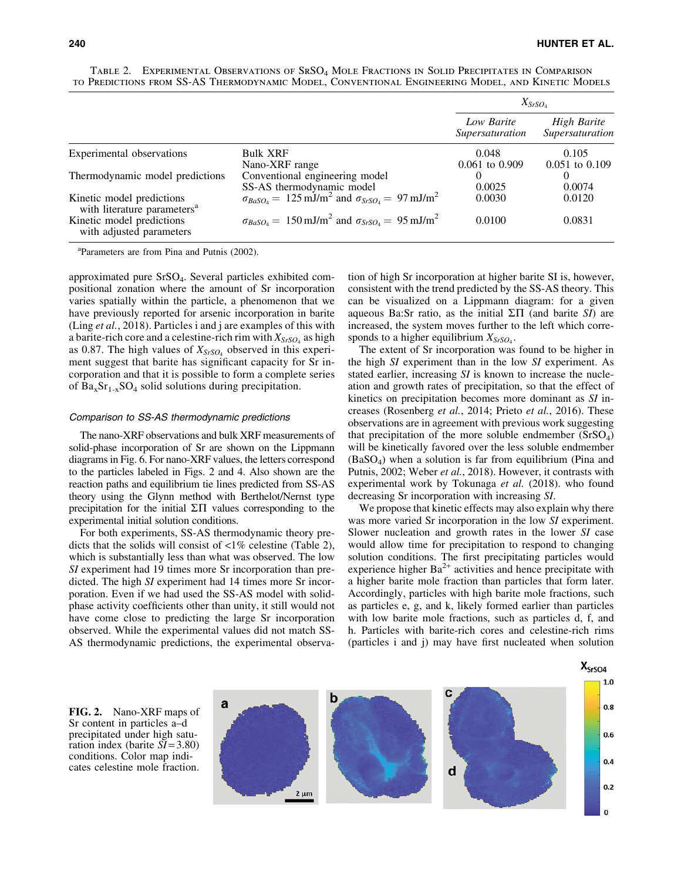TABLE 2. EXPERIMENTAL OBSERVATIONS OF $SrSO_4$ MOLE FRACTIONS IN SOLID PRECIPITATES IN COMPARISON TO PREDICTIONS FROM SS-AS THERMODYNAMIC MODEL, CONVENTIONAL ENGINEERING MODEL, AND KINETIC MODELS

| | | $X_{SrSO_4}$ | |
|---|---|---|---|
| | | *Low Barite Supersaturation* | *High Barite Supersaturation* |
| Experimental observations | Bulk XRF | 0.048 | 0.105 |
| | Nano-XRF range | 0.061 to 0.909 | 0.051 to 0.109 |
| Thermodynamic model predictions | Conventional engineering model | 0 | 0 |
| | SS-AS thermodynamic model | 0.0025 | 0.0074 |
| Kinetic model predictions with literature parameters[a] | $\sigma_{BaSO_4} = 125\,\text{mJ/m}^2$ and $\sigma_{SrSO_4} = 97\,\text{mJ/m}^2$ | 0.0030 | 0.0120 |
| Kinetic model predictions with adjusted parameters | $\sigma_{BaSO_4} = 150\,\text{mJ/m}^2$ and $\sigma_{SrSO_4} = 95\,\text{mJ/m}^2$ | 0.0100 | 0.0831 |

[a]Parameters are from Pina and Putnis (2002).

approximated pure $SrSO_4$. Several particles exhibited compositional zonation where the amount of Sr incorporation varies spatially within the particle, a phenomenon that we have previously reported for arsenic incorporation in barite (Ling *et al.*, 2018). Particles i and j are examples of this with a barite-rich core and a celestine-rich rim with $X_{SrSO_4}$ as high as 0.87. The high values of $X_{SrSO_4}$ observed in this experiment suggest that barite has significant capacity for Sr incorporation and that it is possible to form a complete series of $Ba_xSr_{1-x}SO_4$ solid solutions during precipitation.

### *Comparison to SS-AS thermodynamic predictions*

The nano-XRF observations and bulk XRF measurements of solid-phase incorporation of Sr are shown on the Lippmann diagrams in Fig. 6. For nano-XRF values, the letters correspond to the particles labeled in Figs. 2 and 4. Also shown are the reaction paths and equilibrium tie lines predicted from SS-AS theory using the Glynn method with Berthelot/Nernst type precipitation for the initial $\Sigma\Pi$ values corresponding to the experimental initial solution conditions.

For both experiments, SS-AS thermodynamic theory predicts that the solids will consist of <1% celestine (Table 2), which is substantially less than what was observed. The low *SI* experiment had 19 times more Sr incorporation than predicted. The high *SI* experiment had 14 times more Sr incorporation. Even if we had used the SS-AS model with solid-phase activity coefficients other than unity, it still would not have come close to predicting the large Sr incorporation observed. While the experimental values did not match SS-AS thermodynamic predictions, the experimental observation of high Sr incorporation at higher barite SI is, however, consistent with the trend predicted by the SS-AS theory. This can be visualized on a Lippmann diagram: for a given aqueous Ba:Sr ratio, as the initial $\Sigma\Pi$ (and barite *SI*) are increased, the system moves further to the left which corresponds to a higher equilibrium $X_{SrSO_4}$.

The extent of Sr incorporation was found to be higher in the high *SI* experiment than in the low *SI* experiment. As stated earlier, increasing *SI* is known to increase the nucleation and growth rates of precipitation, so that the effect of kinetics on precipitation becomes more dominant as *SI* increases (Rosenberg *et al.*, 2014; Prieto *et al.*, 2016). These observations are in agreement with previous work suggesting that precipitation of the more soluble endmember ($SrSO_4$) will be kinetically favored over the less soluble endmember ($BaSO_4$) when a solution is far from equilibrium (Pina and Putnis, 2002; Weber *et al.*, 2018). However, it contrasts with experimental work by Tokunaga *et al.* (2018). who found decreasing Sr incorporation with increasing *SI*.

We propose that kinetic effects may also explain why there was more varied Sr incorporation in the low *SI* experiment. Slower nucleation and growth rates in the lower *SI* case would allow time for precipitation to respond to changing solution conditions. The first precipitating particles would experience higher $Ba^{2+}$ activities and hence precipitate with a higher barite mole fraction than particles that form later. Accordingly, particles with high barite mole fractions, such as particles e, g, and k, likely formed earlier than particles with low barite mole fractions, such as particles d, f, and h. Particles with barite-rich cores and celestine-rich rims (particles i and j) may have first nucleated when solution

**FIG. 2.** Nano-XRF maps of Sr content in particles a–d precipitated under high saturation index (barite $SI = 3.80$) conditions. Color map indicates celestine mole fraction.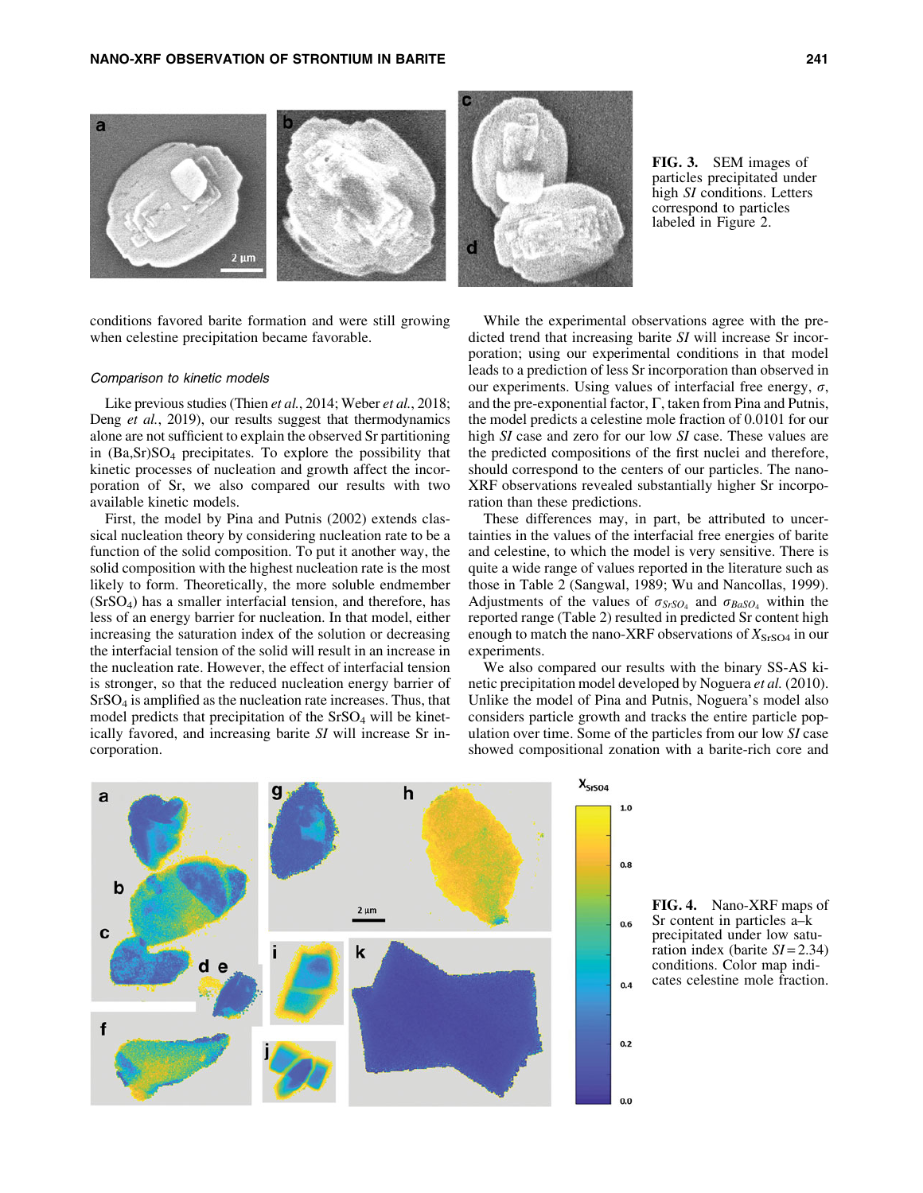FIG. 3. SEM images of particles precipitated under high *SI* conditions. Letters correspond to particles labeled in Figure 2.

conditions favored barite formation and were still growing when celestine precipitation became favorable.

### Comparison to kinetic models

Like previous studies (Thien *et al.*, 2014; Weber *et al.*, 2018; Deng *et al.*, 2019), our results suggest that thermodynamics alone are not sufficient to explain the observed Sr partitioning in $(Ba,Sr)SO_4$ precipitates. To explore the possibility that kinetic processes of nucleation and growth affect the incorporation of Sr, we also compared our results with two available kinetic models.

First, the model by Pina and Putnis (2002) extends classical nucleation theory by considering nucleation rate to be a function of the solid composition. To put it another way, the solid composition with the highest nucleation rate is the most likely to form. Theoretically, the more soluble endmember ($SrSO_4$) has a smaller interfacial tension, and therefore, has less of an energy barrier for nucleation. In that model, either increasing the saturation index of the solution or decreasing the interfacial tension of the solid will result in an increase in the nucleation rate. However, the effect of interfacial tension is stronger, so that the reduced nucleation energy barrier of $SrSO_4$ is amplified as the nucleation rate increases. Thus, that model predicts that precipitation of the $SrSO_4$ will be kinetically favored, and increasing barite *SI* will increase Sr incorporation.

While the experimental observations agree with the predicted trend that increasing barite *SI* will increase Sr incorporation; using our experimental conditions in that model leads to a prediction of less Sr incorporation than observed in our experiments. Using values of interfacial free energy, $\sigma$, and the pre-exponential factor, $\Gamma$, taken from Pina and Putnis, the model predicts a celestine mole fraction of 0.0101 for our high *SI* case and zero for our low *SI* case. These values are the predicted compositions of the first nuclei and therefore, should correspond to the centers of our particles. The nano-XRF observations revealed substantially higher Sr incorporation than these predictions.

These differences may, in part, be attributed to uncertainties in the values of the interfacial free energies of barite and celestine, to which the model is very sensitive. There is quite a wide range of values reported in the literature such as those in Table 2 (Sangwal, 1989; Wu and Nancollas, 1999). Adjustments of the values of $\sigma_{SrSO_4}$ and $\sigma_{BaSO_4}$ within the reported range (Table 2) resulted in predicted Sr content high enough to match the nano-XRF observations of $X_{SrSO4}$ in our experiments.

We also compared our results with the binary SS-AS kinetic precipitation model developed by Noguera *et al.* (2010). Unlike the model of Pina and Putnis, Noguera's model also considers particle growth and tracks the entire particle population over time. Some of the particles from our low *SI* case showed compositional zonation with a barite-rich core and

FIG. 4. Nano-XRF maps of Sr content in particles a–k precipitated under low saturation index (barite $SI = 2.34$) conditions. Color map indicates celestine mole fraction.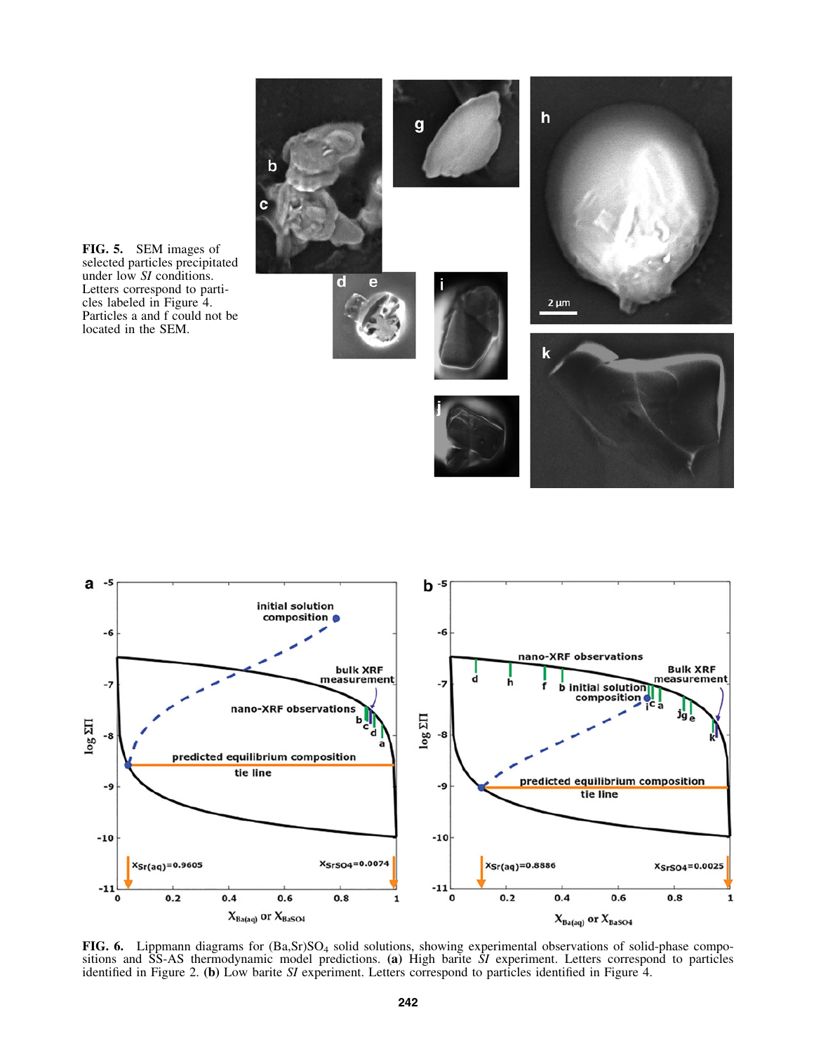**FIG. 5.** SEM images of selected particles precipitated under low *SI* conditions. Letters correspond to particles labeled in Figure 4. Particles a and f could not be located in the SEM.

**FIG. 6.** Lippmann diagrams for $(Ba,Sr)SO_4$ solid solutions, showing experimental observations of solid-phase compositions and SS-AS thermodynamic model predictions. **(a)** High barite *SI* experiment. Letters correspond to particles identified in Figure 2. **(b)** Low barite *SI* experiment. Letters correspond to particles identified in Figure 4.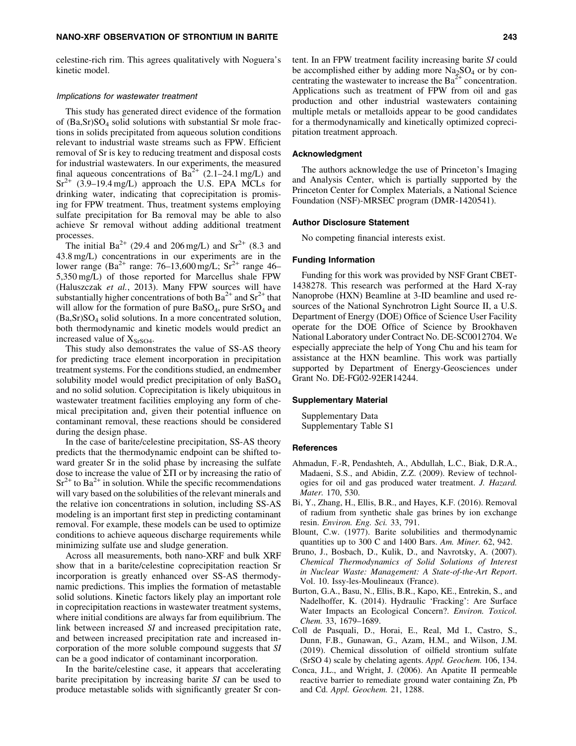celestine-rich rim. This agrees qualitatively with Noguera's kinetic model.

### Implications for wastewater treatment

This study has generated direct evidence of the formation of $(Ba,Sr)SO_4$ solid solutions with substantial Sr mole fractions in solids precipitated from aqueous solution conditions relevant to industrial waste streams such as FPW. Efficient removal of Sr is key to reducing treatment and disposal costs for industrial wastewaters. In our experiments, the measured final aqueous concentrations of $Ba^{2+}$ (2.1–24.1 mg/L) and $Sr^{2+}$ (3.9–19.4 mg/L) approach the U.S. EPA MCLs for drinking water, indicating that coprecipitation is promising for FPW treatment. Thus, treatment systems employing sulfate precipitation for Ba removal may be able to also achieve Sr removal without adding additional treatment processes.

The initial $Ba^{2+}$ (29.4 and 206 mg/L) and $Sr^{2+}$ (8.3 and 43.8 mg/L) concentrations in our experiments are in the lower range ($Ba^{2+}$ range: 76–13,600 mg/L; $Sr^{2+}$ range 46–5,350 mg/L) of those reported for Marcellus shale FPW (Haluszczak *et al.*, 2013). Many FPW sources will have substantially higher concentrations of both $Ba^{2+}$ and $Sr^{2+}$ that will allow for the formation of pure $BaSO_4$, pure $SrSO_4$ and $(Ba,Sr)SO_4$ solid solutions. In a more concentrated solution, both thermodynamic and kinetic models would predict an increased value of $X_{SrSO4}$.

This study also demonstrates the value of SS-AS theory for predicting trace element incorporation in precipitation treatment systems. For the conditions studied, an endmember solubility model would predict precipitation of only $BaSO_4$ and no solid solution. Coprecipitation is likely ubiquitous in wastewater treatment facilities employing any form of chemical precipitation and, given their potential influence on contaminant removal, these reactions should be considered during the design phase.

In the case of barite/celestine precipitation, SS-AS theory predicts that the thermodynamic endpoint can be shifted toward greater Sr in the solid phase by increasing the sulfate dose to increase the value of $\Sigma\Pi$ or by increasing the ratio of $Sr^{2+}$ to $Ba^{2+}$ in solution. While the specific recommendations will vary based on the solubilities of the relevant minerals and the relative ion concentrations in solution, including SS-AS modeling is an important first step in predicting contaminant removal. For example, these models can be used to optimize conditions to achieve aqueous discharge requirements while minimizing sulfate use and sludge generation.

Across all measurements, both nano-XRF and bulk XRF show that in a barite/celestine coprecipitation reaction Sr incorporation is greatly enhanced over SS-AS thermodynamic predictions. This implies the formation of metastable solid solutions. Kinetic factors likely play an important role in coprecipitation reactions in wastewater treatment systems, where initial conditions are always far from equilibrium. The link between increased *SI* and increased precipitation rate, and between increased precipitation rate and increased incorporation of the more soluble compound suggests that *SI* can be a good indicator of contaminant incorporation.

In the barite/celestine case, it appears that accelerating barite precipitation by increasing barite *SI* can be used to produce metastable solids with significantly greater Sr content. In an FPW treatment facility increasing barite *SI* could be accomplished either by adding more $Na_2SO_4$ or by concentrating the wastewater to increase the $Ba^{2+}$ concentration. Applications such as treatment of FPW from oil and gas production and other industrial wastewaters containing multiple metals or metalloids appear to be good candidates for a thermodynamically and kinetically optimized coprecipitation treatment approach.

## Acknowledgment

The authors acknowledge the use of Princeton's Imaging and Analysis Center, which is partially supported by the Princeton Center for Complex Materials, a National Science Foundation (NSF)-MRSEC program (DMR-1420541).

## Author Disclosure Statement

No competing financial interests exist.

## Funding Information

Funding for this work was provided by NSF Grant CBET-1438278. This research was performed at the Hard X-ray Nanoprobe (HXN) Beamline at 3-ID beamline and used resources of the National Synchrotron Light Source II, a U.S. Department of Energy (DOE) Office of Science User Facility operate for the DOE Office of Science by Brookhaven National Laboratory under Contract No. DE-SC0012704. We especially appreciate the help of Yong Chu and his team for assistance at the HXN beamline. This work was partially supported by Department of Energy-Geosciences under Grant No. DE-FG02-92ER14244.

## Supplementary Material

Supplementary Data
Supplementary Table S1

## References

Ahmadun, F.-R, Pendashteh, A., Abdullah, L.C., Biak, D.R.A., Madaeni, S.S., and Abidin, Z.Z. (2009). Review of technologies for oil and gas produced water treatment. *J. Hazard. Mater.* 170, 530.

Bi, Y., Zhang, H., Ellis, B.R., and Hayes, K.F. (2016). Removal of radium from synthetic shale gas brines by ion exchange resin. *Environ. Eng. Sci.* 33, 791.

Blount, C.w. (1977). Barite solubilities and thermodynamic quantities up to 300 C and 1400 Bars. *Am. Miner.* 62, 942.

Bruno, J., Bosbach, D., Kulik, D., and Navrotsky, A. (2007). *Chemical Thermodynamics of Solid Solutions of Interest in Nuclear Waste: Management: A State-of-the-Art Report*. Vol. 10. Issy-les-Moulineaux (France).

Burton, G.A., Basu, N., Ellis, B.R., Kapo, KE., Entrekin, S., and Nadelhoffer, K. (2014). Hydraulic 'Fracking': Are Surface Water Impacts an Ecological Concern?. *Environ. Toxicol. Chem.* 33, 1679–1689.

Coll de Pasquali, D., Horai, E., Real, Md I., Castro, S., Dunn, F.B., Gunawan, G., Azam, H.M., and Wilson, J.M. (2019). Chemical dissolution of oilfield strontium sulfate (SrSO 4) scale by chelating agents. *Appl. Geochem.* 106, 134.

Conca, J.L., and Wright, J. (2006). An Apatite II permeable reactive barrier to remediate ground water containing Zn, Pb and Cd. *Appl. Geochem.* 21, 1288.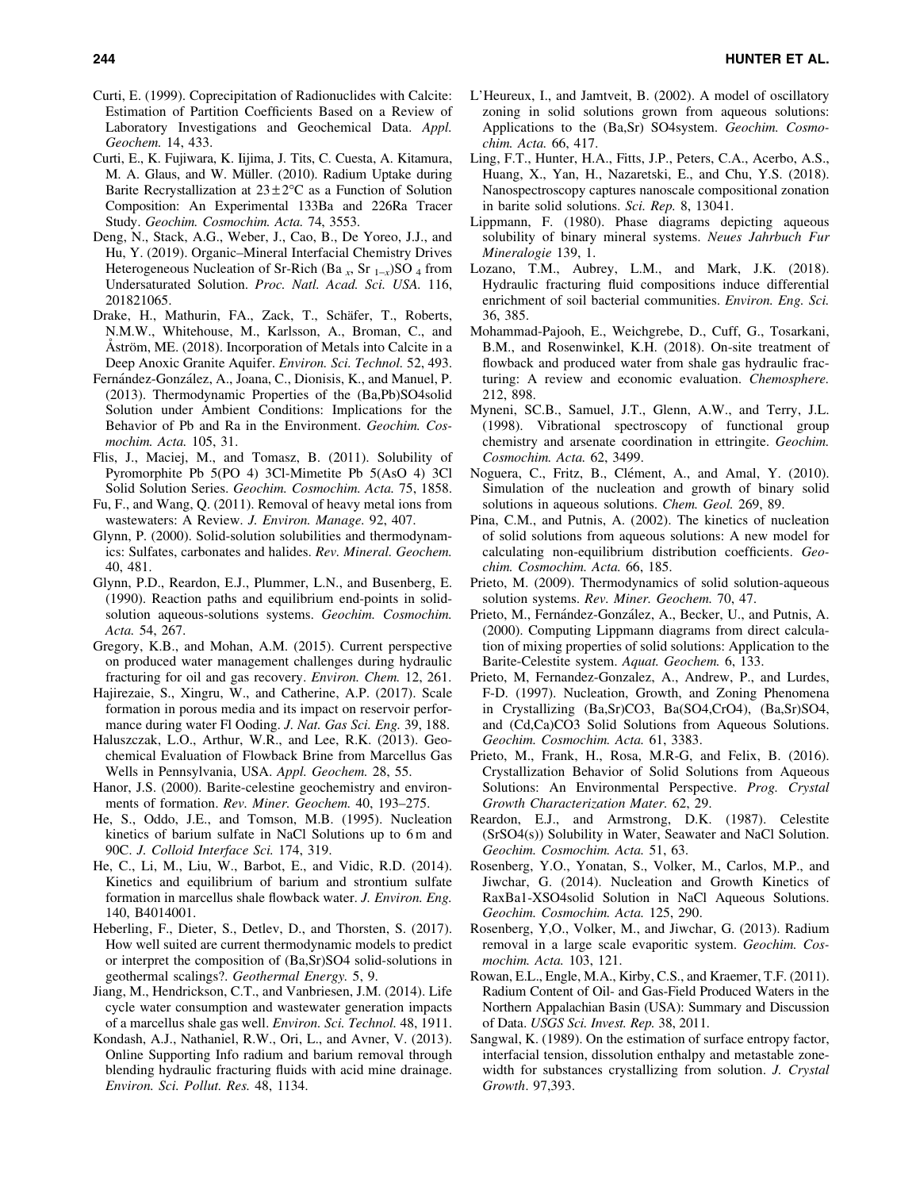Curti, E. (1999). Coprecipitation of Radionuclides with Calcite: Estimation of Partition Coefficients Based on a Review of Laboratory Investigations and Geochemical Data. *Appl. Geochem.* 14, 433.

Curti, E., K. Fujiwara, K. Iijima, J. Tits, C. Cuesta, A. Kitamura, M. A. Glaus, and W. Müller. (2010). Radium Uptake during Barite Recrystallization at $23 \pm 2°C$ as a Function of Solution Composition: An Experimental 133Ba and 226Ra Tracer Study. *Geochim. Cosmochim. Acta.* 74, 3553.

Deng, N., Stack, A.G., Weber, J., Cao, B., De Yoreo, J.J., and Hu, Y. (2019). Organic–Mineral Interfacial Chemistry Drives Heterogeneous Nucleation of Sr-Rich $(Ba_x, Sr_{1-x})SO_4$ from Undersaturated Solution. *Proc. Natl. Acad. Sci. USA.* 116, 201821065.

Drake, H., Mathurin, FA., Zack, T., Schäfer, T., Roberts, N.M.W., Whitehouse, M., Karlsson, A., Broman, C., and Åström, ME. (2018). Incorporation of Metals into Calcite in a Deep Anoxic Granite Aquifer. *Environ. Sci. Technol.* 52, 493.

Fernández-González, A., Joana, C., Dionisis, K., and Manuel, P. (2013). Thermodynamic Properties of the (Ba,Pb)SO4solid Solution under Ambient Conditions: Implications for the Behavior of Pb and Ra in the Environment. *Geochim. Cosmochim. Acta.* 105, 31.

Flis, J., Maciej, M., and Tomasz, B. (2011). Solubility of Pyromorphite Pb 5(PO 4) 3Cl-Mimetite Pb 5(AsO 4) 3Cl Solid Solution Series. *Geochim. Cosmochim. Acta.* 75, 1858.

Fu, F., and Wang, Q. (2011). Removal of heavy metal ions from wastewaters: A Review. *J. Environ. Manage.* 92, 407.

Glynn, P. (2000). Solid-solution solubilities and thermodynamics: Sulfates, carbonates and halides. *Rev. Mineral. Geochem.* 40, 481.

Glynn, P.D., Reardon, E.J., Plummer, L.N., and Busenberg, E. (1990). Reaction paths and equilibrium end-points in solid-solution aqueous-solutions systems. *Geochim. Cosmochim. Acta.* 54, 267.

Gregory, K.B., and Mohan, A.M. (2015). Current perspective on produced water management challenges during hydraulic fracturing for oil and gas recovery. *Environ. Chem.* 12, 261.

Hajirezaie, S., Xingru, W., and Catherine, A.P. (2017). Scale formation in porous media and its impact on reservoir performance during water Fl Ooding. *J. Nat. Gas Sci. Eng.* 39, 188.

Haluszczak, L.O., Arthur, W.R., and Lee, R.K. (2013). Geochemical Evaluation of Flowback Brine from Marcellus Gas Wells in Pennsylvania, USA. *Appl. Geochem.* 28, 55.

Hanor, J.S. (2000). Barite-celestine geochemistry and environments of formation. *Rev. Miner. Geochem.* 40, 193–275.

He, S., Oddo, J.E., and Tomson, M.B. (1995). Nucleation kinetics of barium sulfate in NaCl Solutions up to 6 m and 90C. *J. Colloid Interface Sci.* 174, 319.

He, C., Li, M., Liu, W., Barbot, E., and Vidic, R.D. (2014). Kinetics and equilibrium of barium and strontium sulfate formation in marcellus shale flowback water. *J. Environ. Eng.* 140, B4014001.

Heberling, F., Dieter, S., Detlev, D., and Thorsten, S. (2017). How well suited are current thermodynamic models to predict or interpret the composition of (Ba,Sr)SO4 solid-solutions in geothermal scalings?. *Geothermal Energy.* 5, 9.

Jiang, M., Hendrickson, C.T., and Vanbriesen, J.M. (2014). Life cycle water consumption and wastewater generation impacts of a marcellus shale gas well. *Environ. Sci. Technol.* 48, 1911.

Kondash, A.J., Nathaniel, R.W., Ori, L., and Avner, V. (2013). Online Supporting Info radium and barium removal through blending hydraulic fracturing fluids with acid mine drainage. *Environ. Sci. Pollut. Res.* 48, 1134.

L'Heureux, I., and Jamtveit, B. (2002). A model of oscillatory zoning in solid solutions grown from aqueous solutions: Applications to the (Ba,Sr) SO4system. *Geochim. Cosmochim. Acta.* 66, 417.

Ling, F.T., Hunter, H.A., Fitts, J.P., Peters, C.A., Acerbo, A.S., Huang, X., Yan, H., Nazaretski, E., and Chu, Y.S. (2018). Nanospectroscopy captures nanoscale compositional zonation in barite solid solutions. *Sci. Rep.* 8, 13041.

Lippmann, F. (1980). Phase diagrams depicting aqueous solubility of binary mineral systems. *Neues Jahrbuch Fur Mineralogie* 139, 1.

Lozano, T.M., Aubrey, L.M., and Mark, J.K. (2018). Hydraulic fracturing fluid compositions induce differential enrichment of soil bacterial communities. *Environ. Eng. Sci.* 36, 385.

Mohammad-Pajooh, E., Weichgrebe, D., Cuff, G., Tosarkani, B.M., and Rosenwinkel, K.H. (2018). On-site treatment of flowback and produced water from shale gas hydraulic fracturing: A review and economic evaluation. *Chemosphere.* 212, 898.

Myneni, SC.B., Samuel, J.T., Glenn, A.W., and Terry, J.L. (1998). Vibrational spectroscopy of functional group chemistry and arsenate coordination in ettringite. *Geochim. Cosmochim. Acta.* 62, 3499.

Noguera, C., Fritz, B., Clément, A., and Amal, Y. (2010). Simulation of the nucleation and growth of binary solid solutions in aqueous solutions. *Chem. Geol.* 269, 89.

Pina, C.M., and Putnis, A. (2002). The kinetics of nucleation of solid solutions from aqueous solutions: A new model for calculating non-equilibrium distribution coefficients. *Geochim. Cosmochim. Acta.* 66, 185.

Prieto, M. (2009). Thermodynamics of solid solution-aqueous solution systems. *Rev. Miner. Geochem.* 70, 47.

Prieto, M., Fernández-González, A., Becker, U., and Putnis, A. (2000). Computing Lippmann diagrams from direct calculation of mixing properties of solid solutions: Application to the Barite-Celestite system. *Aquat. Geochem.* 6, 133.

Prieto, M, Fernandez-Gonzalez, A., Andrew, P., and Lurdes, F-D. (1997). Nucleation, Growth, and Zoning Phenomena in Crystallizing (Ba,Sr)CO3, Ba(SO4,CrO4), (Ba,Sr)SO4, and (Cd,Ca)CO3 Solid Solutions from Aqueous Solutions. *Geochim. Cosmochim. Acta.* 61, 3383.

Prieto, M., Frank, H., Rosa, M.R-G, and Felix, B. (2016). Crystallization Behavior of Solid Solutions from Aqueous Solutions: An Environmental Perspective. *Prog. Crystal Growth Characterization Mater.* 62, 29.

Reardon, E.J., and Armstrong, D.K. (1987). Celestite (SrSO4(s)) Solubility in Water, Seawater and NaCl Solution. *Geochim. Cosmochim. Acta.* 51, 63.

Rosenberg, Y.O., Yonatan, S., Volker, M., Carlos, M.P., and Jiwchar, G. (2014). Nucleation and Growth Kinetics of RaxBa1-XSO4solid Solution in NaCl Aqueous Solutions. *Geochim. Cosmochim. Acta.* 125, 290.

Rosenberg, Y,O., Volker, M., and Jiwchar, G. (2013). Radium removal in a large scale evaporitic system. *Geochim. Cosmochim. Acta.* 103, 121.

Rowan, E.L., Engle, M.A., Kirby, C.S., and Kraemer, T.F. (2011). Radium Content of Oil- and Gas-Field Produced Waters in the Northern Appalachian Basin (USA): Summary and Discussion of Data. *USGS Sci. Invest. Rep.* 38, 2011.

Sangwal, K. (1989). On the estimation of surface entropy factor, interfacial tension, dissolution enthalpy and metastable zone-width for substances crystallizing from solution. *J. Crystal Growth*. 97,393.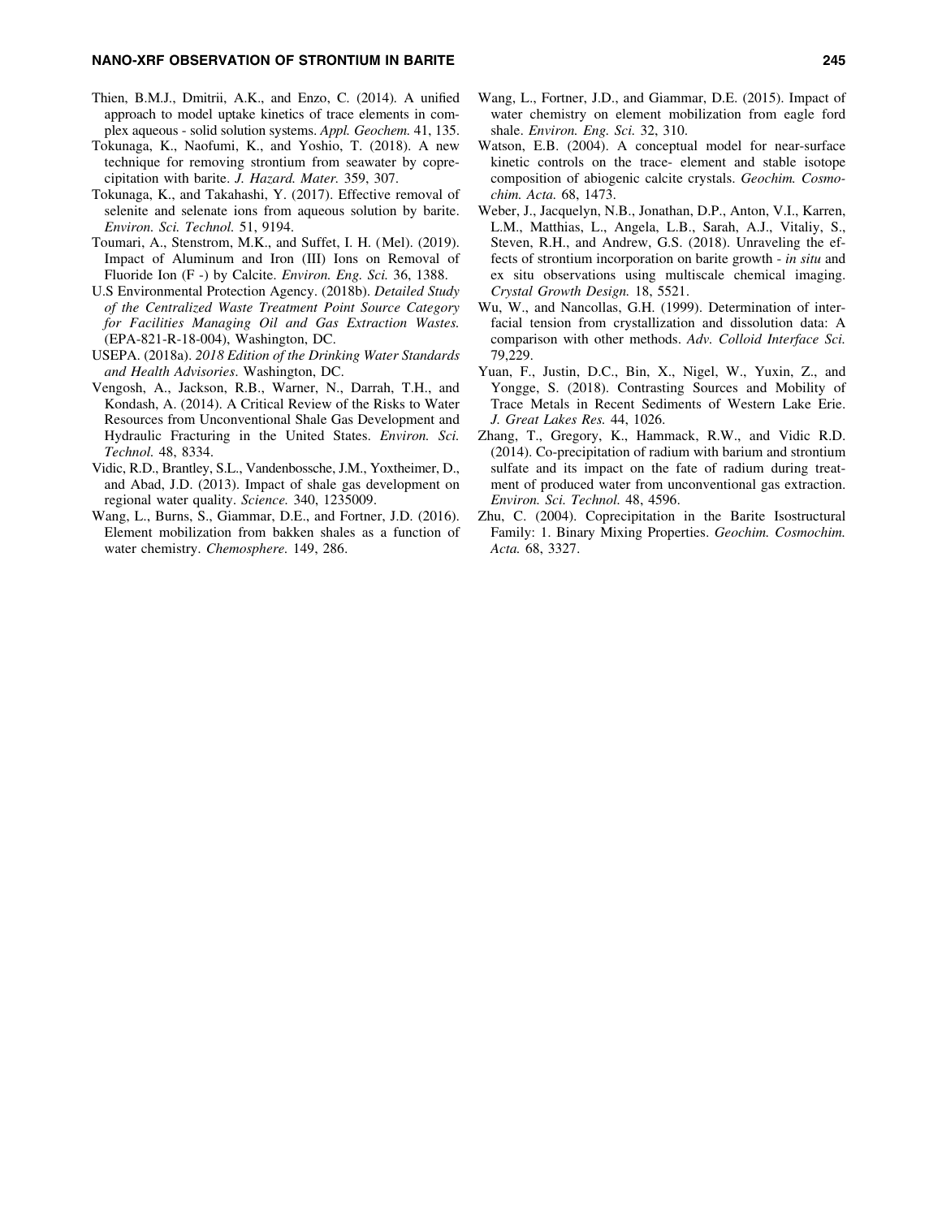Thien, B.M.J., Dmitrii, A.K., and Enzo, C. (2014). A unified approach to model uptake kinetics of trace elements in complex aqueous - solid solution systems. *Appl. Geochem.* 41, 135.

Tokunaga, K., Naofumi, K., and Yoshio, T. (2018). A new technique for removing strontium from seawater by coprecipitation with barite. *J. Hazard. Mater.* 359, 307.

Tokunaga, K., and Takahashi, Y. (2017). Effective removal of selenite and selenate ions from aqueous solution by barite. *Environ. Sci. Technol.* 51, 9194.

Toumari, A., Stenstrom, M.K., and Suffet, I. H. (Mel). (2019). Impact of Aluminum and Iron (III) Ions on Removal of Fluoride Ion (F -) by Calcite. *Environ. Eng. Sci.* 36, 1388.

U.S Environmental Protection Agency. (2018b). *Detailed Study of the Centralized Waste Treatment Point Source Category for Facilities Managing Oil and Gas Extraction Wastes.* (EPA-821-R-18-004), Washington, DC.

USEPA. (2018a). *2018 Edition of the Drinking Water Standards and Health Advisories*. Washington, DC.

Vengosh, A., Jackson, R.B., Warner, N., Darrah, T.H., and Kondash, A. (2014). A Critical Review of the Risks to Water Resources from Unconventional Shale Gas Development and Hydraulic Fracturing in the United States. *Environ. Sci. Technol.* 48, 8334.

Vidic, R.D., Brantley, S.L., Vandenbossche, J.M., Yoxtheimer, D., and Abad, J.D. (2013). Impact of shale gas development on regional water quality. *Science.* 340, 1235009.

Wang, L., Burns, S., Giammar, D.E., and Fortner, J.D. (2016). Element mobilization from bakken shales as a function of water chemistry. *Chemosphere.* 149, 286.

Wang, L., Fortner, J.D., and Giammar, D.E. (2015). Impact of water chemistry on element mobilization from eagle ford shale. *Environ. Eng. Sci.* 32, 310.

Watson, E.B. (2004). A conceptual model for near-surface kinetic controls on the trace- element and stable isotope composition of abiogenic calcite crystals. *Geochim. Cosmochim. Acta.* 68, 1473.

Weber, J., Jacquelyn, N.B., Jonathan, D.P., Anton, V.I., Karren, L.M., Matthias, L., Angela, L.B., Sarah, A.J., Vitaliy, S., Steven, R.H., and Andrew, G.S. (2018). Unraveling the effects of strontium incorporation on barite growth - *in situ* and ex situ observations using multiscale chemical imaging. *Crystal Growth Design.* 18, 5521.

Wu, W., and Nancollas, G.H. (1999). Determination of interfacial tension from crystallization and dissolution data: A comparison with other methods. *Adv. Colloid Interface Sci.* 79,229.

Yuan, F., Justin, D.C., Bin, X., Nigel, W., Yuxin, Z., and Yongge, S. (2018). Contrasting Sources and Mobility of Trace Metals in Recent Sediments of Western Lake Erie. *J. Great Lakes Res.* 44, 1026.

Zhang, T., Gregory, K., Hammack, R.W., and Vidic R.D. (2014). Co-precipitation of radium with barium and strontium sulfate and its impact on the fate of radium during treatment of produced water from unconventional gas extraction. *Environ. Sci. Technol.* 48, 4596.

Zhu, C. (2004). Coprecipitation in the Barite Isostructural Family: 1. Binary Mixing Properties. *Geochim. Cosmochim. Acta.* 68, 3327.